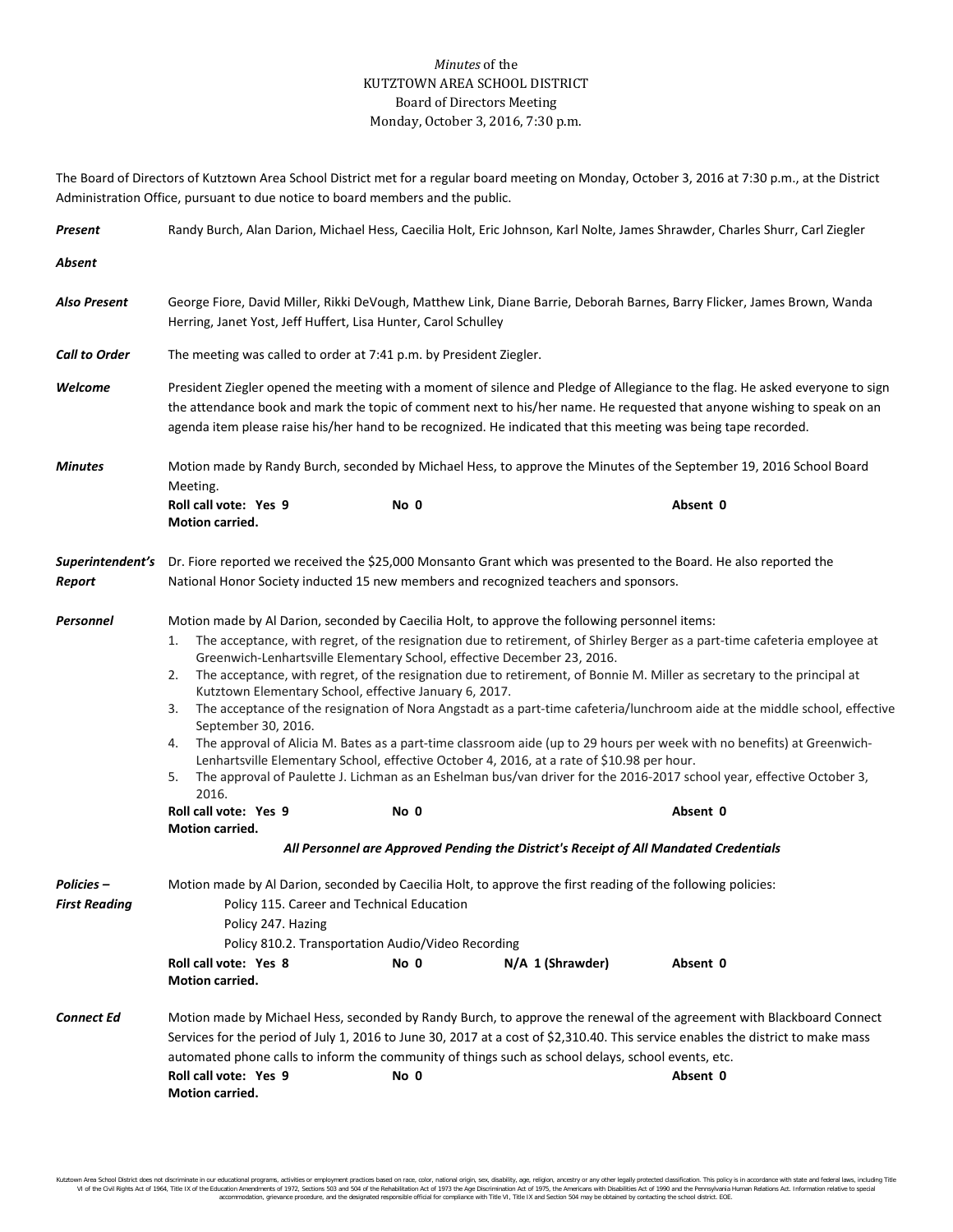*Minutes* of the
KUTZTOWN AREA SCHOOL DISTRICT
Board of Directors Meeting
Monday, October 3, 2016, 7:30 p.m.

The Board of Directors of Kutztown Area School District met for a regular board meeting on Monday, October 3, 2016 at 7:30 p.m., at the District Administration Office, pursuant to due notice to board members and the public.

***Present*** Randy Burch, Alan Darion, Michael Hess, Caecilia Holt, Eric Johnson, Karl Nolte, James Shrawder, Charles Shurr, Carl Ziegler

***Absent***

***Also Present*** George Fiore, David Miller, Rikki DeVough, Matthew Link, Diane Barrie, Deborah Barnes, Barry Flicker, James Brown, Wanda Herring, Janet Yost, Jeff Huffert, Lisa Hunter, Carol Schulley

***Call to Order*** The meeting was called to order at 7:41 p.m. by President Ziegler.

***Welcome*** President Ziegler opened the meeting with a moment of silence and Pledge of Allegiance to the flag. He asked everyone to sign the attendance book and mark the topic of comment next to his/her name. He requested that anyone wishing to speak on an agenda item please raise his/her hand to be recognized. He indicated that this meeting was being tape recorded.

***Minutes*** Motion made by Randy Burch, seconded by Michael Hess, to approve the Minutes of the September 19, 2016 School Board Meeting.
**Roll call vote: Yes 9** **No 0** **Absent 0**
**Motion carried.**

***Superintendent's Report*** Dr. Fiore reported we received the $25,000 Monsanto Grant which was presented to the Board. He also reported the National Honor Society inducted 15 new members and recognized teachers and sponsors.

***Personnel*** Motion made by Al Darion, seconded by Caecilia Holt, to approve the following personnel items:

1. The acceptance, with regret, of the resignation due to retirement, of Shirley Berger as a part-time cafeteria employee at Greenwich-Lenhartsville Elementary School, effective December 23, 2016.
2. The acceptance, with regret, of the resignation due to retirement, of Bonnie M. Miller as secretary to the principal at Kutztown Elementary School, effective January 6, 2017.
3. The acceptance of the resignation of Nora Angstadt as a part-time cafeteria/lunchroom aide at the middle school, effective September 30, 2016.
4. The approval of Alicia M. Bates as a part-time classroom aide (up to 29 hours per week with no benefits) at Greenwich-Lenhartsville Elementary School, effective October 4, 2016, at a rate of $10.98 per hour.
5. The approval of Paulette J. Lichman as an Eshelman bus/van driver for the 2016-2017 school year, effective October 3, 2016.

**Roll call vote: Yes 9** **No 0** **Absent 0**
**Motion carried.**

***All Personnel are Approved Pending the District's Receipt of All Mandated Credentials***

***Policies – First Reading*** Motion made by Al Darion, seconded by Caecilia Holt, to approve the first reading of the following policies:

Policy 115. Career and Technical Education
Policy 247. Hazing
Policy 810.2. Transportation Audio/Video Recording

**Roll call vote: Yes 8** **No 0** **N/A 1 (Shrawder)** **Absent 0**
**Motion carried.**

***Connect Ed*** Motion made by Michael Hess, seconded by Randy Burch, to approve the renewal of the agreement with Blackboard Connect Services for the period of July 1, 2016 to June 30, 2017 at a cost of $2,310.40. This service enables the district to make mass automated phone calls to inform the community of things such as school delays, school events, etc.
**Roll call vote: Yes 9** **No 0** **Absent 0**
**Motion carried.**

Kutztown Area School District does not discriminate in our educational programs, activities or employment practices based on race, color, national origin, sex, disability, age, religion, ancestry or any other legally protected classification. This policy is in accordance with state and federal laws, including Title VI of the Civil Rights Act of 1964, Title IX of the Education Amendments of 1972, Sections 503 and 504 of the Rehabilitation Act of 1973 the Age Discrimination Act of 1975, the Americans with Disabilities Act of 1990 and the Pennsylvania Human Relations Act. Information relative to special accommodation, grievance procedure, and the designated responsible official for compliance with Title VI, Title IX and Section 504 may be obtained by contacting the school district. EOE.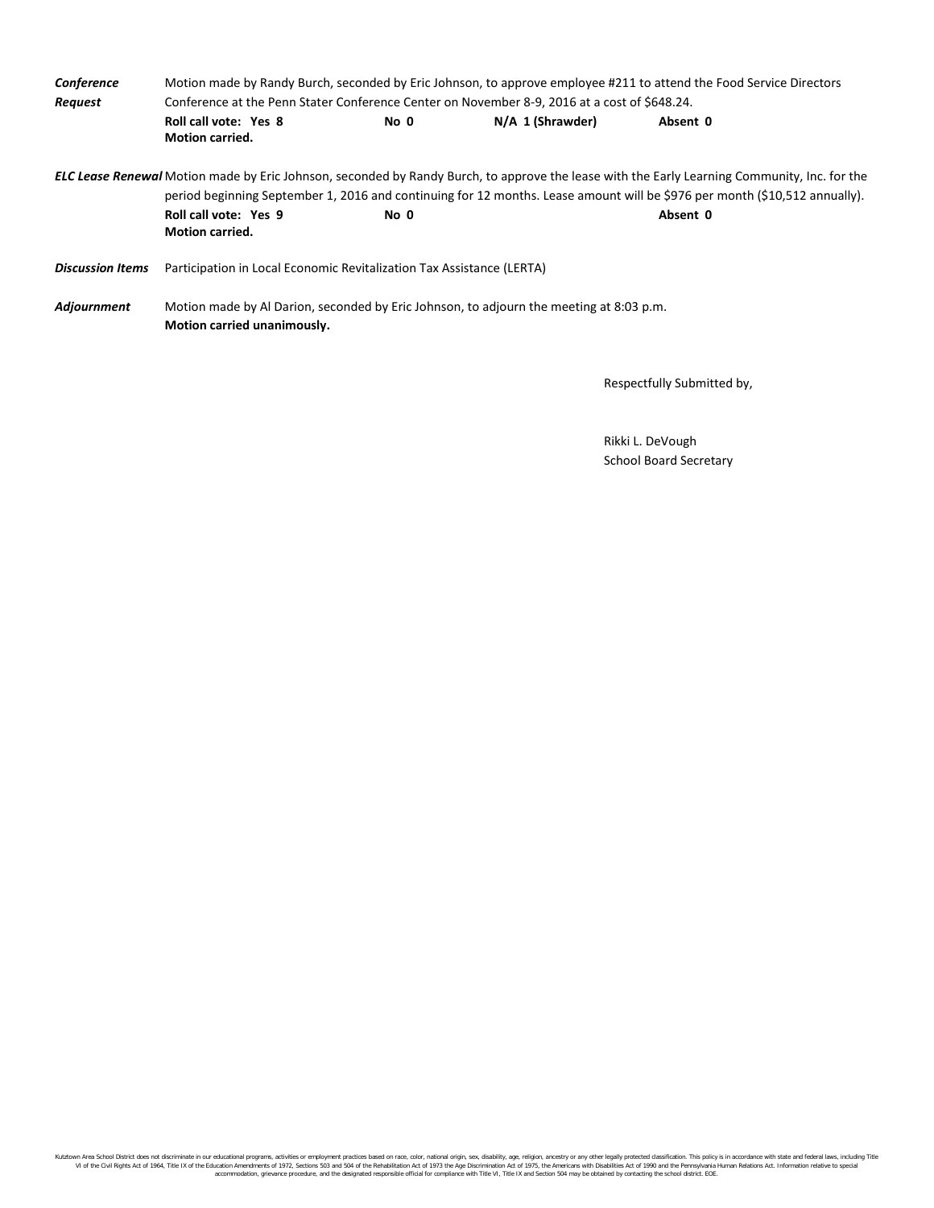***Conference Request*** Motion made by Randy Burch, seconded by Eric Johnson, to approve employee #211 to attend the Food Service Directors Conference at the Penn Stater Conference Center on November 8-9, 2016 at a cost of $648.24.

| | | | |
|---|---|---|---|
| **Roll call vote: Yes 8** | **No 0** | **N/A 1 (Shrawder)** | **Absent 0** |

**Motion carried.**

***ELC Lease Renewal*** Motion made by Eric Johnson, seconded by Randy Burch, to approve the lease with the Early Learning Community, Inc. for the period beginning September 1, 2016 and continuing for 12 months. Lease amount will be $976 per month ($10,512 annually).

| | | | |
|---|---|---|---|
| **Roll call vote: Yes 9** | **No 0** | | **Absent 0** |

**Motion carried.**

***Discussion Items*** Participation in Local Economic Revitalization Tax Assistance (LERTA)

***Adjournment*** Motion made by Al Darion, seconded by Eric Johnson, to adjourn the meeting at 8:03 p.m.
**Motion carried unanimously.**

Respectfully Submitted by,

Rikki L. DeVough
School Board Secretary

Kutztown Area School District does not discriminate in our educational programs, activities or employment practices based on race, color, national origin, sex, disability, age, religion, ancestry or any other legally protected classification. This policy is in accordance with state and federal laws, including Title VI of the Civil Rights Act of 1964, Title IX of the Education Amendments of 1972, Sections 503 and 504 of the Rehabilitation Act of 1973 the Age Discrimination Act of 1975, the Americans with Disabilities Act of 1990 and the Pennsylvania Human Relations Act. Information relative to special accommodation, grievance procedure, and the designated responsible official for compliance with Title VI, Title IX and Section 504 may be obtained by contacting the school district. EOE.